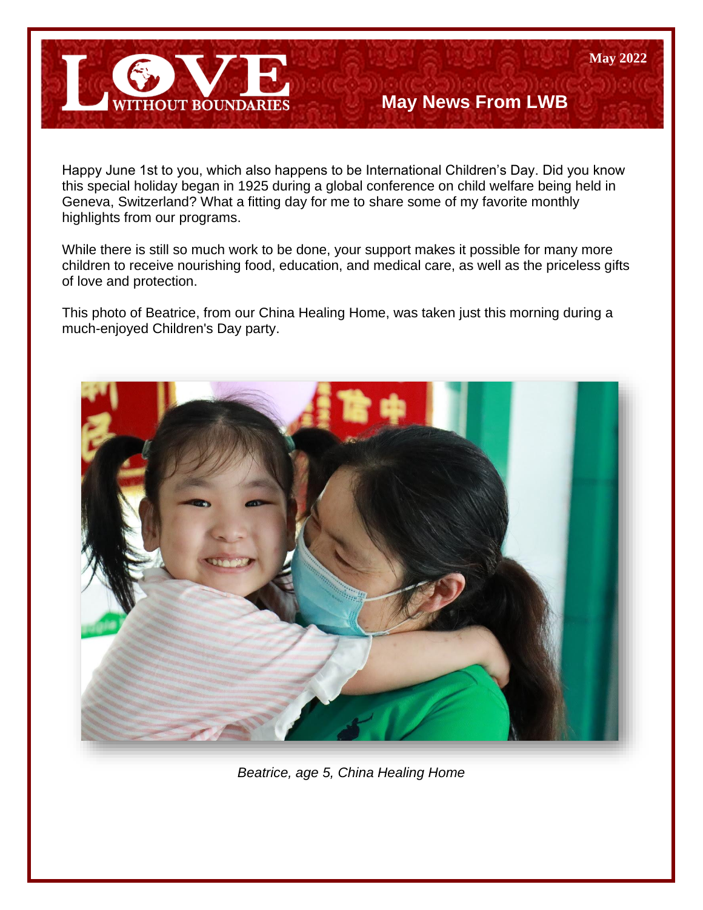May 2022

# May News From LWB

Happy June 1st to you, which also happens to be International Children's Day. Did you know this special holiday began in 1925 during a global conference on child welfare being held in Geneva, Switzerland? What a fitting day for me to share some of my favorite monthly highlights from our programs.

While there is still so much work to be done, your support makes it possible for many more children to receive nourishing food, education, and medical care, as well as the priceless gifts of love and protection.

This photo of Beatrice, from our China Healing Home, was taken just this morning during a much-enjoyed Children's Day party.

*Beatrice, age 5, China Healing Home*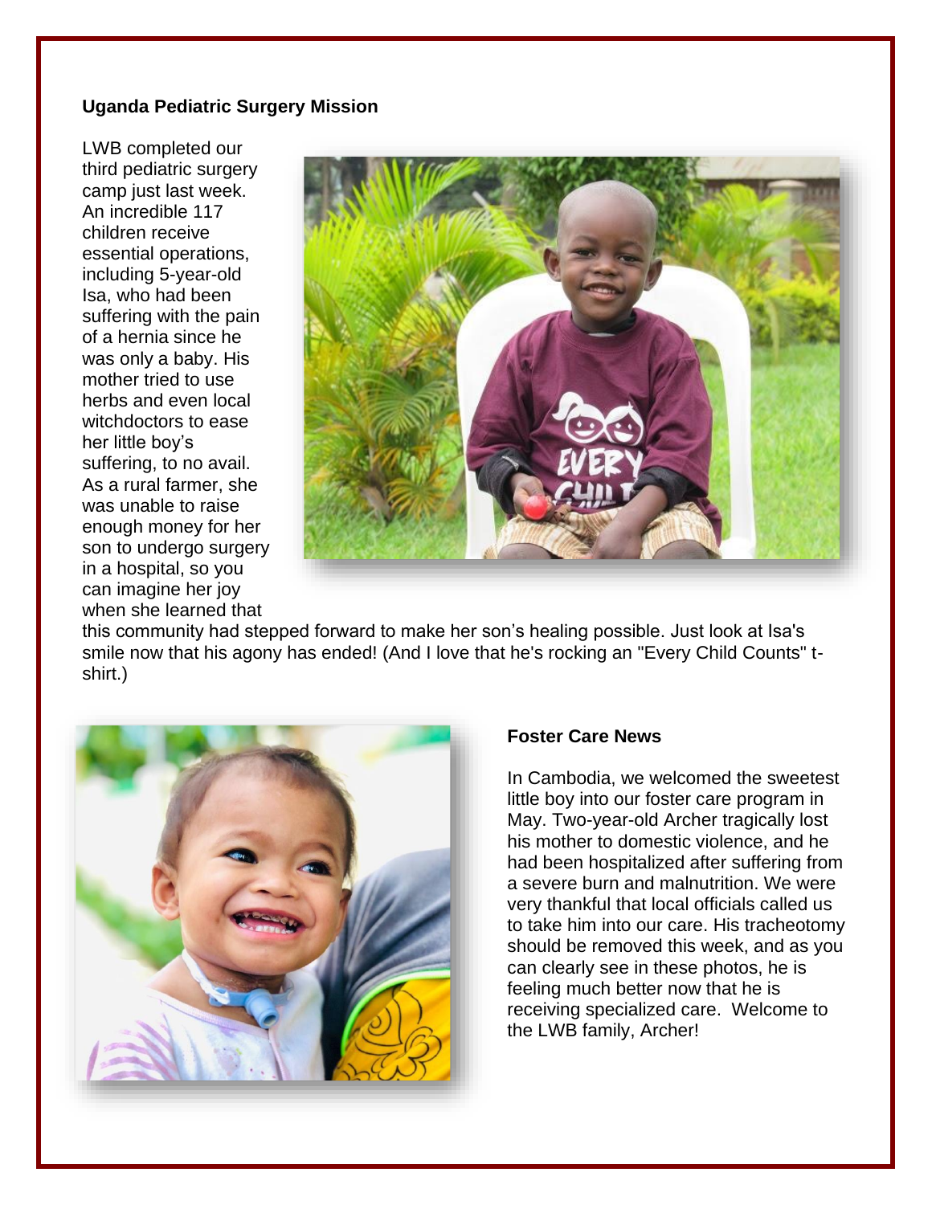**Uganda Pediatric Surgery Mission**

LWB completed our third pediatric surgery camp just last week. An incredible 117 children receive essential operations, including 5-year-old Isa, who had been suffering with the pain of a hernia since he was only a baby. His mother tried to use herbs and even local witchdoctors to ease her little boy's suffering, to no avail. As a rural farmer, she was unable to raise enough money for her son to undergo surgery in a hospital, so you can imagine her joy when she learned that this community had stepped forward to make her son's healing possible. Just look at Isa's smile now that his agony has ended! (And I love that he's rocking an "Every Child Counts" t-shirt.)

**Foster Care News**

In Cambodia, we welcomed the sweetest little boy into our foster care program in May. Two-year-old Archer tragically lost his mother to domestic violence, and he had been hospitalized after suffering from a severe burn and malnutrition. We were very thankful that local officials called us to take him into our care. His tracheotomy should be removed this week, and as you can clearly see in these photos, he is feeling much better now that he is receiving specialized care. Welcome to the LWB family, Archer!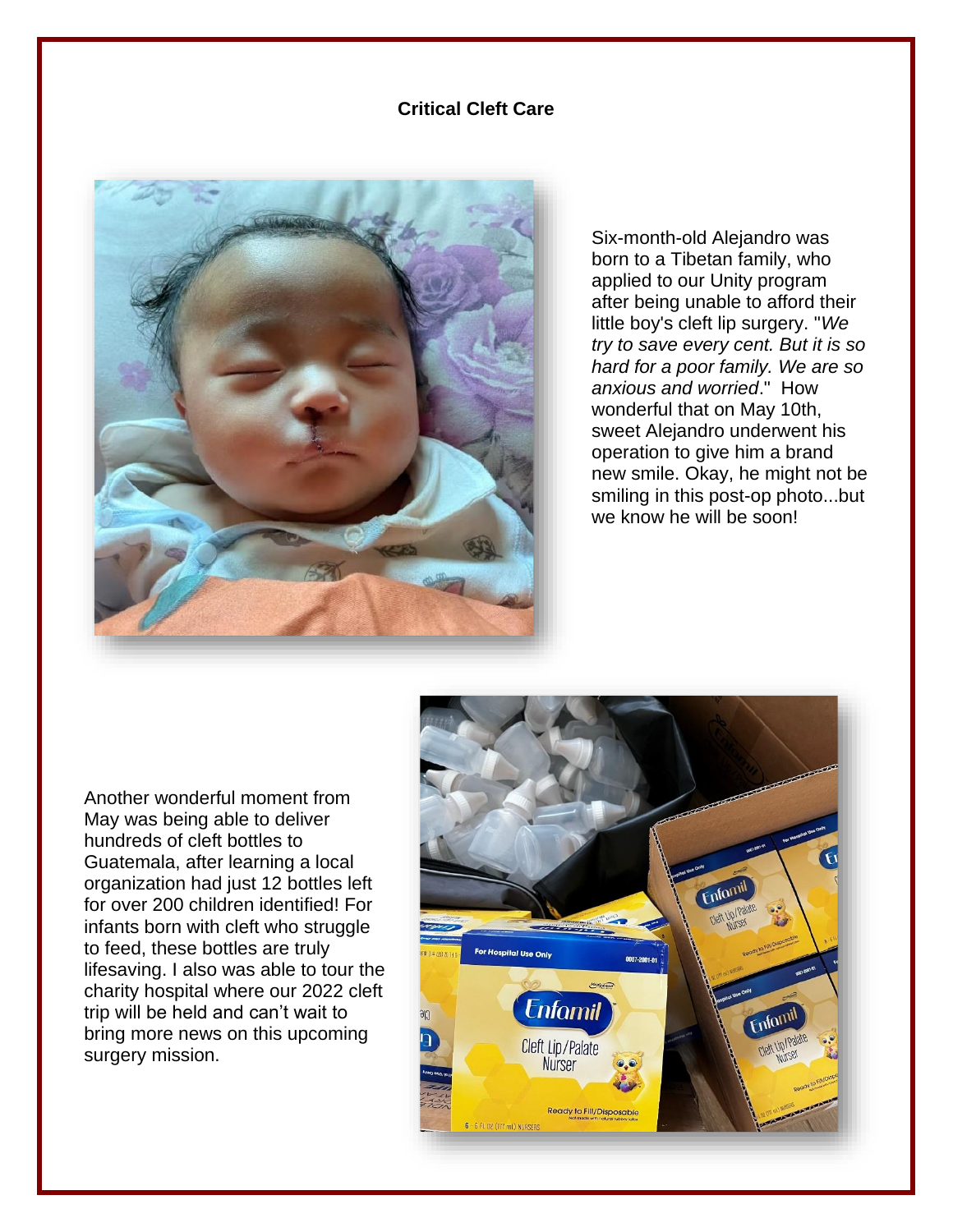**Critical Cleft Care**

Six-month-old Alejandro was born to a Tibetan family, who applied to our Unity program after being unable to afford their little boy's cleft lip surgery. "*We try to save every cent. But it is so hard for a poor family. We are so anxious and worried*." How wonderful that on May 10th, sweet Alejandro underwent his operation to give him a brand new smile. Okay, he might not be smiling in this post-op photo...but we know he will be soon!

Another wonderful moment from May was being able to deliver hundreds of cleft bottles to Guatemala, after learning a local organization had just 12 bottles left for over 200 children identified! For infants born with cleft who struggle to feed, these bottles are truly lifesaving. I also was able to tour the charity hospital where our 2022 cleft trip will be held and can't wait to bring more news on this upcoming surgery mission.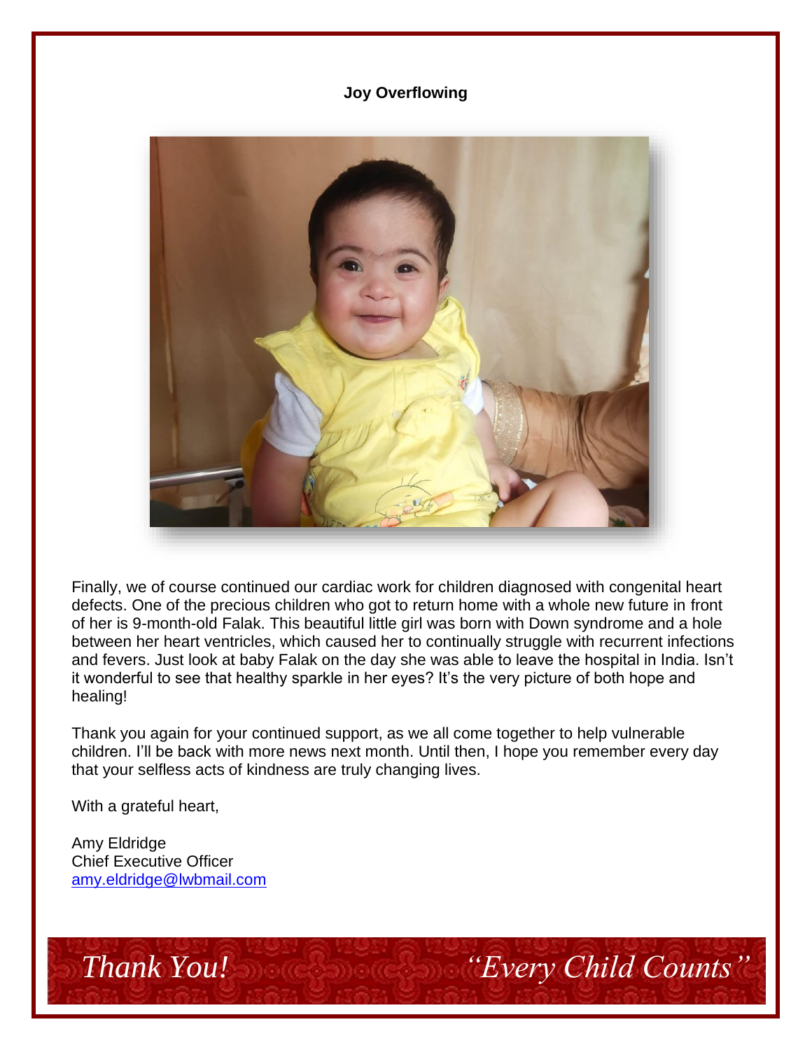**Joy Overflowing**

Finally, we of course continued our cardiac work for children diagnosed with congenital heart defects. One of the precious children who got to return home with a whole new future in front of her is 9-month-old Falak. This beautiful little girl was born with Down syndrome and a hole between her heart ventricles, which caused her to continually struggle with recurrent infections and fevers. Just look at baby Falak on the day she was able to leave the hospital in India. Isn't it wonderful to see that healthy sparkle in her eyes? It's the very picture of both hope and healing!

Thank you again for your continued support, as we all come together to help vulnerable children. I'll be back with more news next month. Until then, I hope you remember every day that your selfless acts of kindness are truly changing lives.

With a grateful heart,

Amy Eldridge
Chief Executive Officer
amy.eldridge@lwbmail.com

*Thank You!* *"Every Child Counts"*